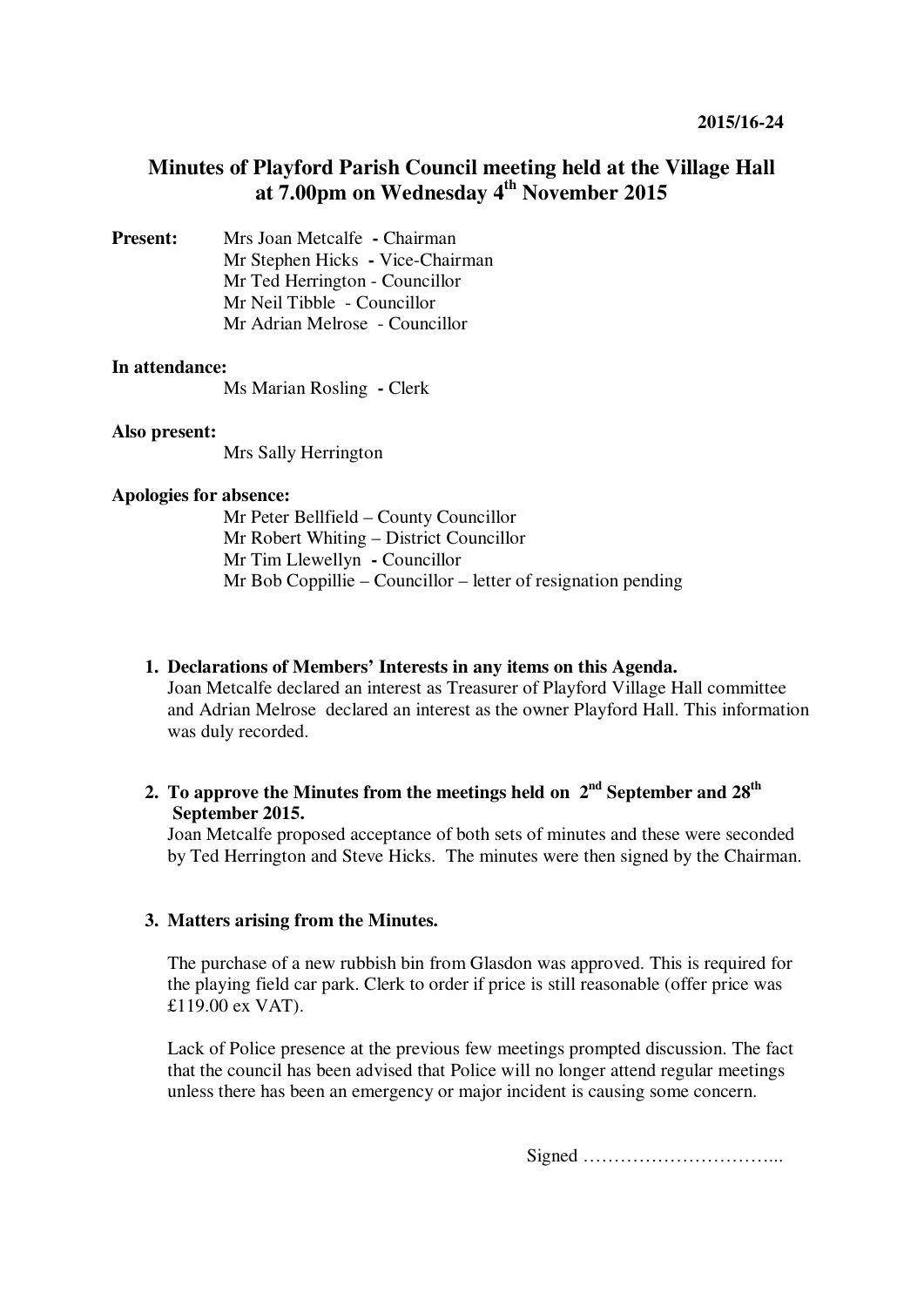**2015/16-24**

# Minutes of Playford Parish Council meeting held at the Village Hall at 7.00pm on Wednesday 4th November 2015

**Present:**
Mrs Joan Metcalfe **-** Chairman
Mr Stephen Hicks **-** Vice-Chairman
Mr Ted Herrington - Councillor
Mr Neil Tibble - Councillor
Mr Adrian Melrose - Councillor

**In attendance:**
Ms Marian Rosling **-** Clerk

**Also present:**
Mrs Sally Herrington

**Apologies for absence:**
Mr Peter Bellfield – County Councillor
Mr Robert Whiting – District Councillor
Mr Tim Llewellyn **-** Councillor
Mr Bob Coppillie – Councillor – letter of resignation pending

1. **Declarations of Members' Interests in any items on this Agenda.**
   Joan Metcalfe declared an interest as Treasurer of Playford Village Hall committee and Adrian Melrose declared an interest as the owner Playford Hall. This information was duly recorded.

2. **To approve the Minutes from the meetings held on 2nd September and 28th September 2015.**
   Joan Metcalfe proposed acceptance of both sets of minutes and these were seconded by Ted Herrington and Steve Hicks. The minutes were then signed by the Chairman.

3. **Matters arising from the Minutes.**

   The purchase of a new rubbish bin from Glasdon was approved. This is required for the playing field car park. Clerk to order if price is still reasonable (offer price was £119.00 ex VAT).

   Lack of Police presence at the previous few meetings prompted discussion. The fact that the council has been advised that Police will no longer attend regular meetings unless there has been an emergency or major incident is causing some concern.

Signed …………………………...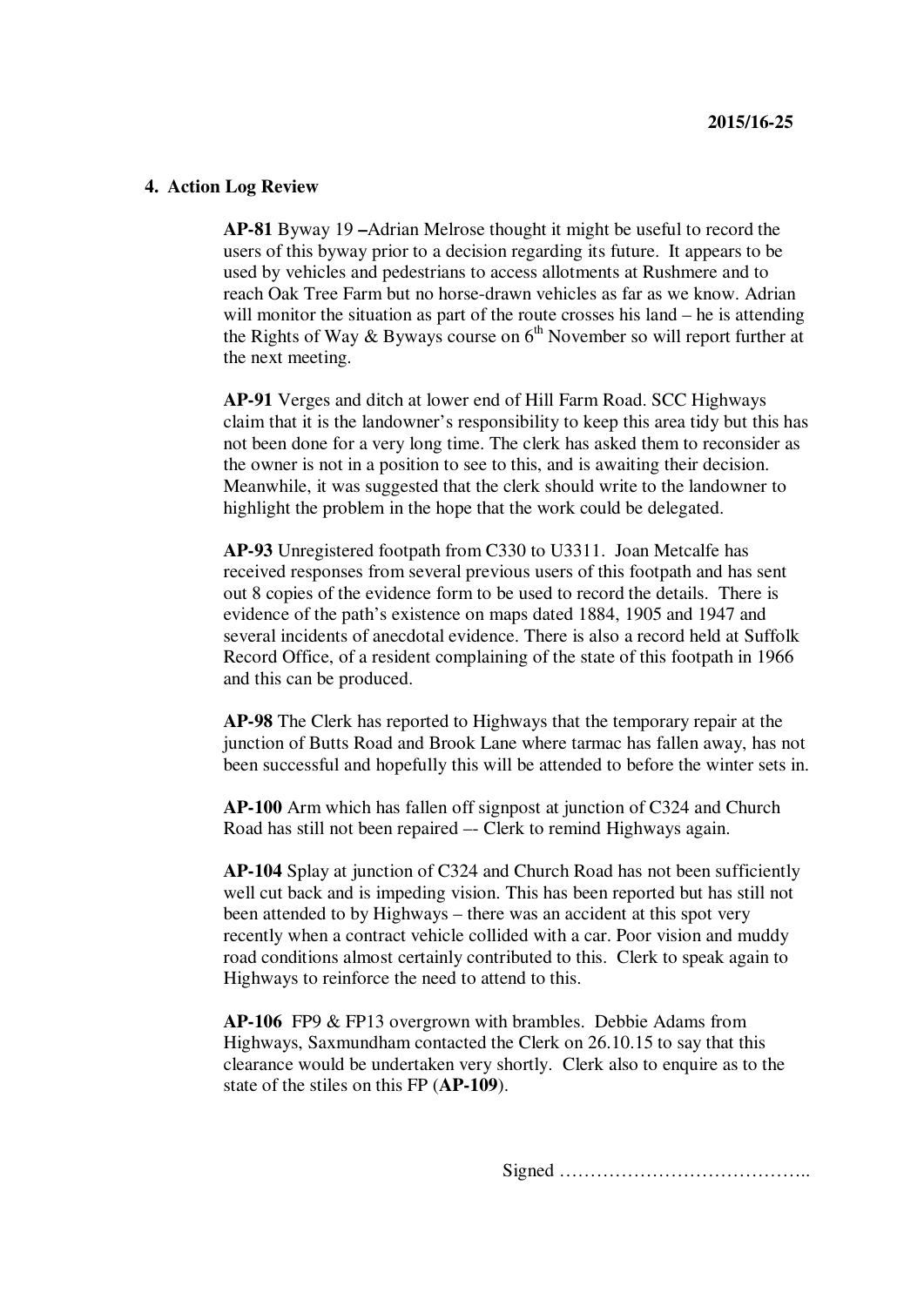## 4. Action Log Review

**AP-81** Byway 19 **–**Adrian Melrose thought it might be useful to record the users of this byway prior to a decision regarding its future. It appears to be used by vehicles and pedestrians to access allotments at Rushmere and to reach Oak Tree Farm but no horse-drawn vehicles as far as we know. Adrian will monitor the situation as part of the route crosses his land – he is attending the Rights of Way & Byways course on 6th November so will report further at the next meeting.

**AP-91** Verges and ditch at lower end of Hill Farm Road. SCC Highways claim that it is the landowner's responsibility to keep this area tidy but this has not been done for a very long time. The clerk has asked them to reconsider as the owner is not in a position to see to this, and is awaiting their decision. Meanwhile, it was suggested that the clerk should write to the landowner to highlight the problem in the hope that the work could be delegated.

**AP-93** Unregistered footpath from C330 to U3311. Joan Metcalfe has received responses from several previous users of this footpath and has sent out 8 copies of the evidence form to be used to record the details. There is evidence of the path's existence on maps dated 1884, 1905 and 1947 and several incidents of anecdotal evidence. There is also a record held at Suffolk Record Office, of a resident complaining of the state of this footpath in 1966 and this can be produced.

**AP-98** The Clerk has reported to Highways that the temporary repair at the junction of Butts Road and Brook Lane where tarmac has fallen away, has not been successful and hopefully this will be attended to before the winter sets in.

**AP-100** Arm which has fallen off signpost at junction of C324 and Church Road has still not been repaired –- Clerk to remind Highways again.

**AP-104** Splay at junction of C324 and Church Road has not been sufficiently well cut back and is impeding vision. This has been reported but has still not been attended to by Highways – there was an accident at this spot very recently when a contract vehicle collided with a car. Poor vision and muddy road conditions almost certainly contributed to this. Clerk to speak again to Highways to reinforce the need to attend to this.

**AP-106** FP9 & FP13 overgrown with brambles. Debbie Adams from Highways, Saxmundham contacted the Clerk on 26.10.15 to say that this clearance would be undertaken very shortly. Clerk also to enquire as to the state of the stiles on this FP (**AP-109**).

Signed …………………………………..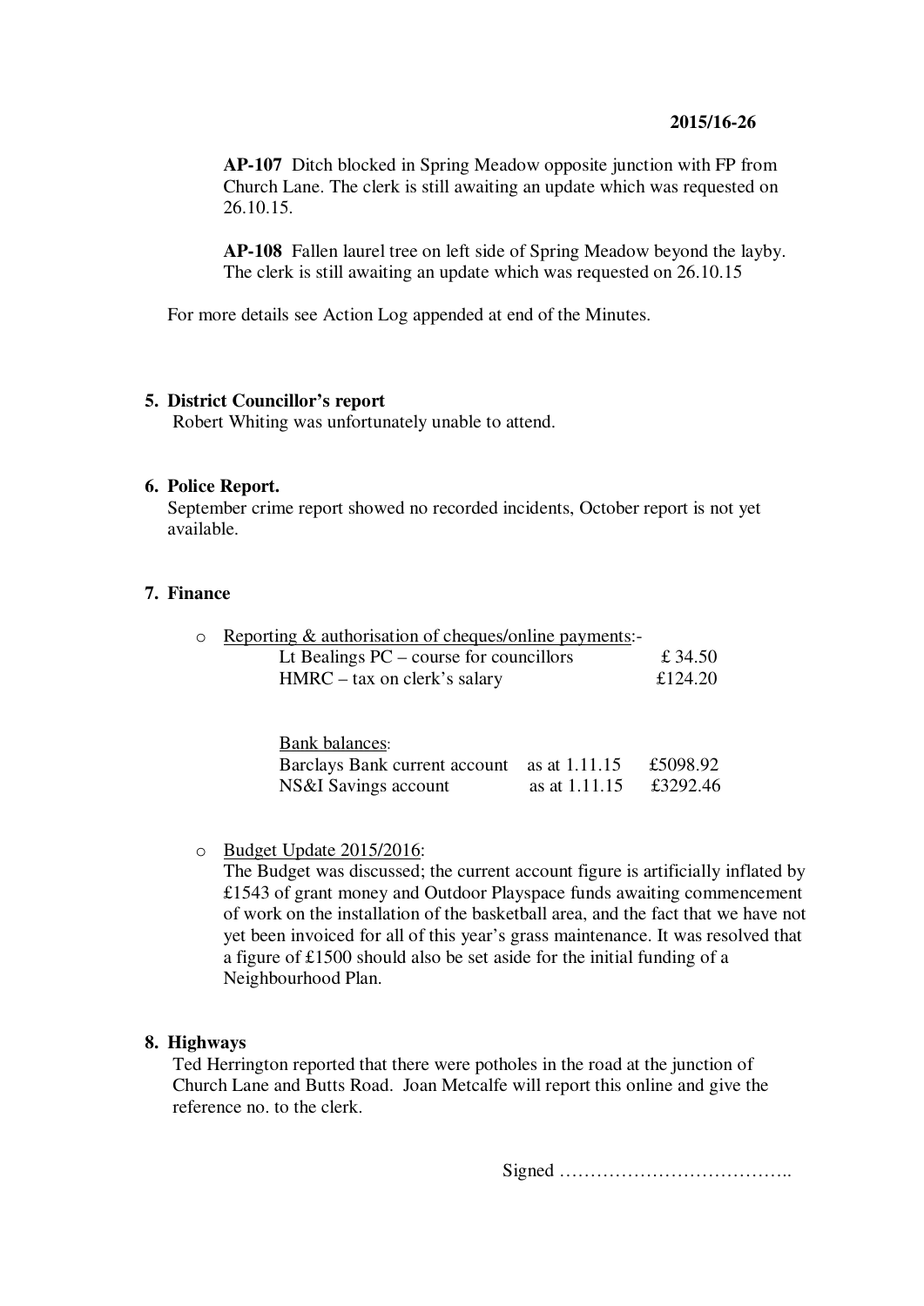**AP-107** Ditch blocked in Spring Meadow opposite junction with FP from Church Lane. The clerk is still awaiting an update which was requested on 26.10.15.

**AP-108** Fallen laurel tree on left side of Spring Meadow beyond the layby. The clerk is still awaiting an update which was requested on 26.10.15

For more details see Action Log appended at end of the Minutes.

## 5. District Councillor's report

Robert Whiting was unfortunately unable to attend.

## 6. Police Report.

September crime report showed no recorded incidents, October report is not yet available.

## 7. Finance

- Reporting & authorisation of cheques/online payments:-

| | |
|---|---|
| Lt Bealings PC – course for councillors | £ 34.50 |
| HMRC – tax on clerk's salary | £124.20 |

Bank balances:

| | | |
|---|---|---|
| Barclays Bank current account | as at 1.11.15 | £5098.92 |
| NS&I Savings account | as at 1.11.15 | £3292.46 |

- Budget Update 2015/2016:
  The Budget was discussed; the current account figure is artificially inflated by £1543 of grant money and Outdoor Playspace funds awaiting commencement of work on the installation of the basketball area, and the fact that we have not yet been invoiced for all of this year's grass maintenance. It was resolved that a figure of £1500 should also be set aside for the initial funding of a Neighbourhood Plan.

## 8. Highways

Ted Herrington reported that there were potholes in the road at the junction of Church Lane and Butts Road. Joan Metcalfe will report this online and give the reference no. to the clerk.

Signed ………………………………..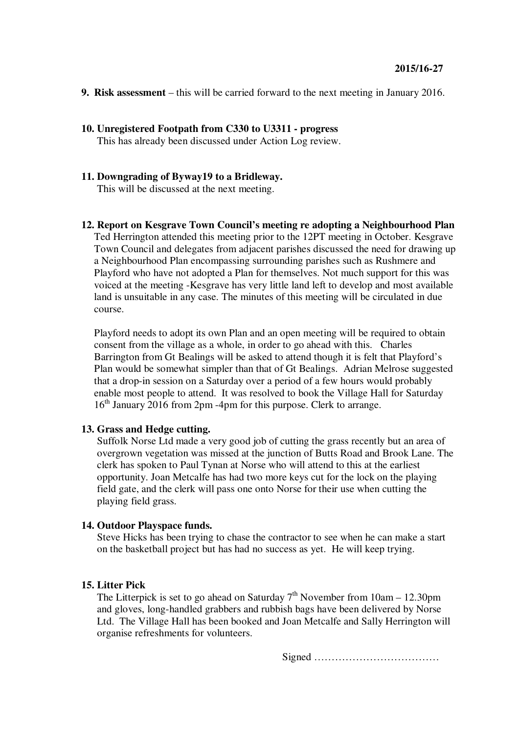**2015/16-27**

**9. Risk assessment** – this will be carried forward to the next meeting in January 2016.

**10. Unregistered Footpath from C330 to U3311 - progress**

This has already been discussed under Action Log review.

**11. Downgrading of Byway19 to a Bridleway.**

This will be discussed at the next meeting.

**12. Report on Kesgrave Town Council's meeting re adopting a Neighbourhood Plan**

Ted Herrington attended this meeting prior to the 12PT meeting in October. Kesgrave Town Council and delegates from adjacent parishes discussed the need for drawing up a Neighbourhood Plan encompassing surrounding parishes such as Rushmere and Playford who have not adopted a Plan for themselves. Not much support for this was voiced at the meeting -Kesgrave has very little land left to develop and most available land is unsuitable in any case. The minutes of this meeting will be circulated in due course.

Playford needs to adopt its own Plan and an open meeting will be required to obtain consent from the village as a whole, in order to go ahead with this. Charles Barrington from Gt Bealings will be asked to attend though it is felt that Playford's Plan would be somewhat simpler than that of Gt Bealings. Adrian Melrose suggested that a drop-in session on a Saturday over a period of a few hours would probably enable most people to attend. It was resolved to book the Village Hall for Saturday 16th January 2016 from 2pm -4pm for this purpose. Clerk to arrange.

**13. Grass and Hedge cutting.**

Suffolk Norse Ltd made a very good job of cutting the grass recently but an area of overgrown vegetation was missed at the junction of Butts Road and Brook Lane. The clerk has spoken to Paul Tynan at Norse who will attend to this at the earliest opportunity. Joan Metcalfe has had two more keys cut for the lock on the playing field gate, and the clerk will pass one onto Norse for their use when cutting the playing field grass.

**14. Outdoor Playspace funds.**

Steve Hicks has been trying to chase the contractor to see when he can make a start on the basketball project but has had no success as yet. He will keep trying.

**15. Litter Pick**

The Litterpick is set to go ahead on Saturday 7th November from 10am – 12.30pm and gloves, long-handled grabbers and rubbish bags have been delivered by Norse Ltd. The Village Hall has been booked and Joan Metcalfe and Sally Herrington will organise refreshments for volunteers.

Signed ………………………………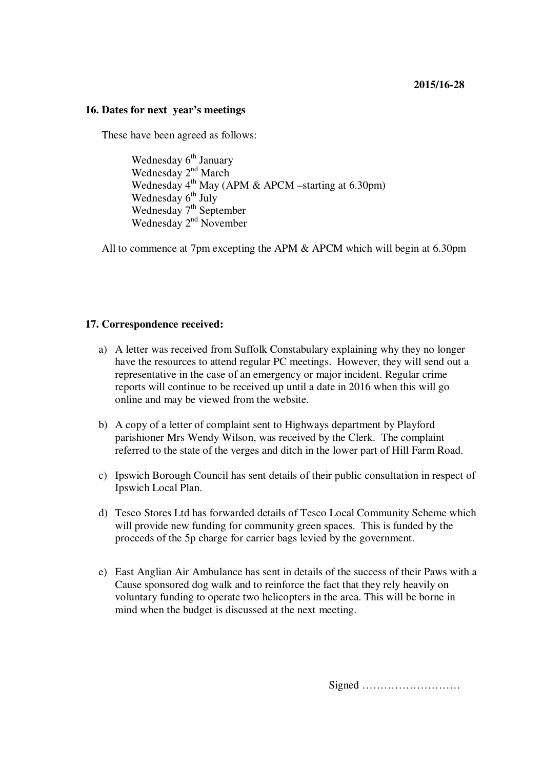2015/16-28

**16. Dates for next year's meetings**

These have been agreed as follows:

Wednesday 6th January
Wednesday 2nd March
Wednesday 4th May (APM & APCM –starting at 6.30pm)
Wednesday 6th July
Wednesday 7th September
Wednesday 2nd November

All to commence at 7pm excepting the APM & APCM which will begin at 6.30pm

**17. Correspondence received:**

a) A letter was received from Suffolk Constabulary explaining why they no longer have the resources to attend regular PC meetings. However, they will send out a representative in the case of an emergency or major incident. Regular crime reports will continue to be received up until a date in 2016 when this will go online and may be viewed from the website.

b) A copy of a letter of complaint sent to Highways department by Playford parishioner Mrs Wendy Wilson, was received by the Clerk. The complaint referred to the state of the verges and ditch in the lower part of Hill Farm Road.

c) Ipswich Borough Council has sent details of their public consultation in respect of Ipswich Local Plan.

d) Tesco Stores Ltd has forwarded details of Tesco Local Community Scheme which will provide new funding for community green spaces. This is funded by the proceeds of the 5p charge for carrier bags levied by the government.

e) East Anglian Air Ambulance has sent in details of the success of their Paws with a Cause sponsored dog walk and to reinforce the fact that they rely heavily on voluntary funding to operate two helicopters in the area. This will be borne in mind when the budget is discussed at the next meeting.

Signed ………………………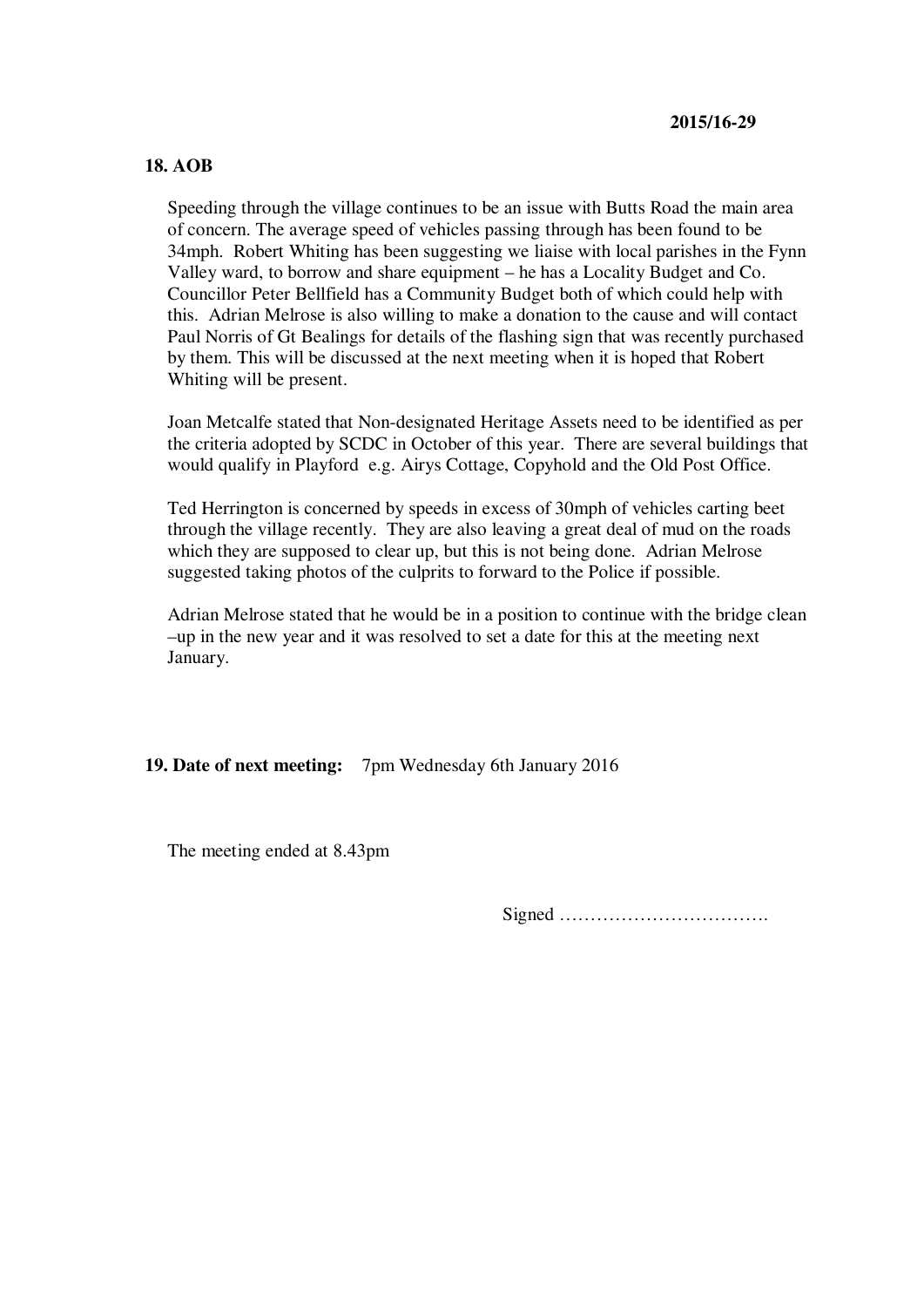**18. AOB**

Speeding through the village continues to be an issue with Butts Road the main area of concern. The average speed of vehicles passing through has been found to be 34mph. Robert Whiting has been suggesting we liaise with local parishes in the Fynn Valley ward, to borrow and share equipment – he has a Locality Budget and Co. Councillor Peter Bellfield has a Community Budget both of which could help with this. Adrian Melrose is also willing to make a donation to the cause and will contact Paul Norris of Gt Bealings for details of the flashing sign that was recently purchased by them. This will be discussed at the next meeting when it is hoped that Robert Whiting will be present.

Joan Metcalfe stated that Non-designated Heritage Assets need to be identified as per the criteria adopted by SCDC in October of this year. There are several buildings that would qualify in Playford e.g. Airys Cottage, Copyhold and the Old Post Office.

Ted Herrington is concerned by speeds in excess of 30mph of vehicles carting beet through the village recently. They are also leaving a great deal of mud on the roads which they are supposed to clear up, but this is not being done. Adrian Melrose suggested taking photos of the culprits to forward to the Police if possible.

Adrian Melrose stated that he would be in a position to continue with the bridge clean –up in the new year and it was resolved to set a date for this at the meeting next January.

**19. Date of next meeting:** 7pm Wednesday 6th January 2016

The meeting ended at 8.43pm

Signed …………………………….